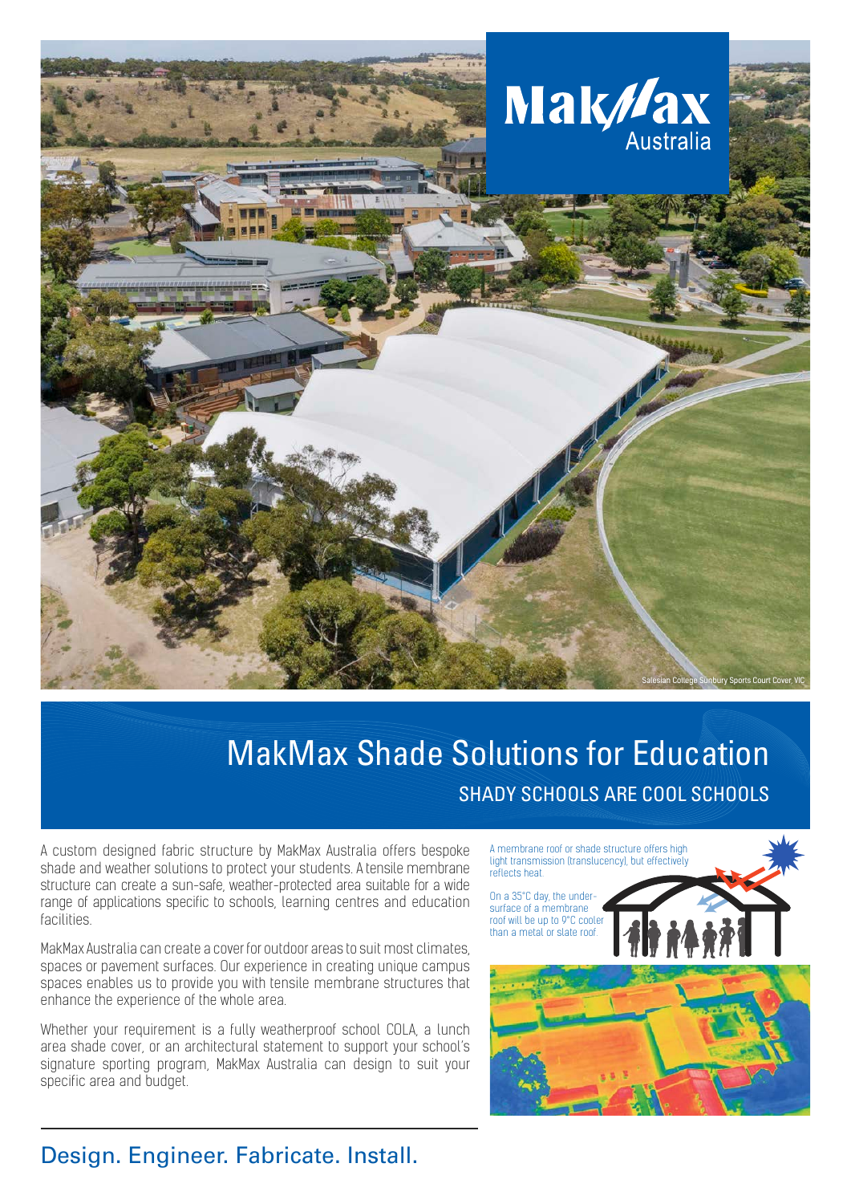MakMax Australia

Salesian College Sunbury Sports Court Cover, VIC

# MakMax Shade Solutions for Education

## SHADY SCHOOLS ARE COOL SCHOOLS

A custom designed fabric structure by MakMax Australia offers bespoke shade and weather solutions to protect your students. A tensile membrane structure can create a sun-safe, weather-protected area suitable for a wide range of applications specific to schools, learning centres and education facilities.

MakMax Australia can create a cover for outdoor areas to suit most climates, spaces or pavement surfaces. Our experience in creating unique campus spaces enables us to provide you with tensile membrane structures that enhance the experience of the whole area.

Whether your requirement is a fully weatherproof school COLA, a lunch area shade cover, or an architectural statement to support your school's signature sporting program, MakMax Australia can design to suit your specific area and budget.

A membrane roof or shade structure offers high light transmission (translucency), but effectively reflects heat.

On a 35°C day, the under-surface of a membrane roof will be up to 9°C cooler than a metal or slate roof.

Design. Engineer. Fabricate. Install.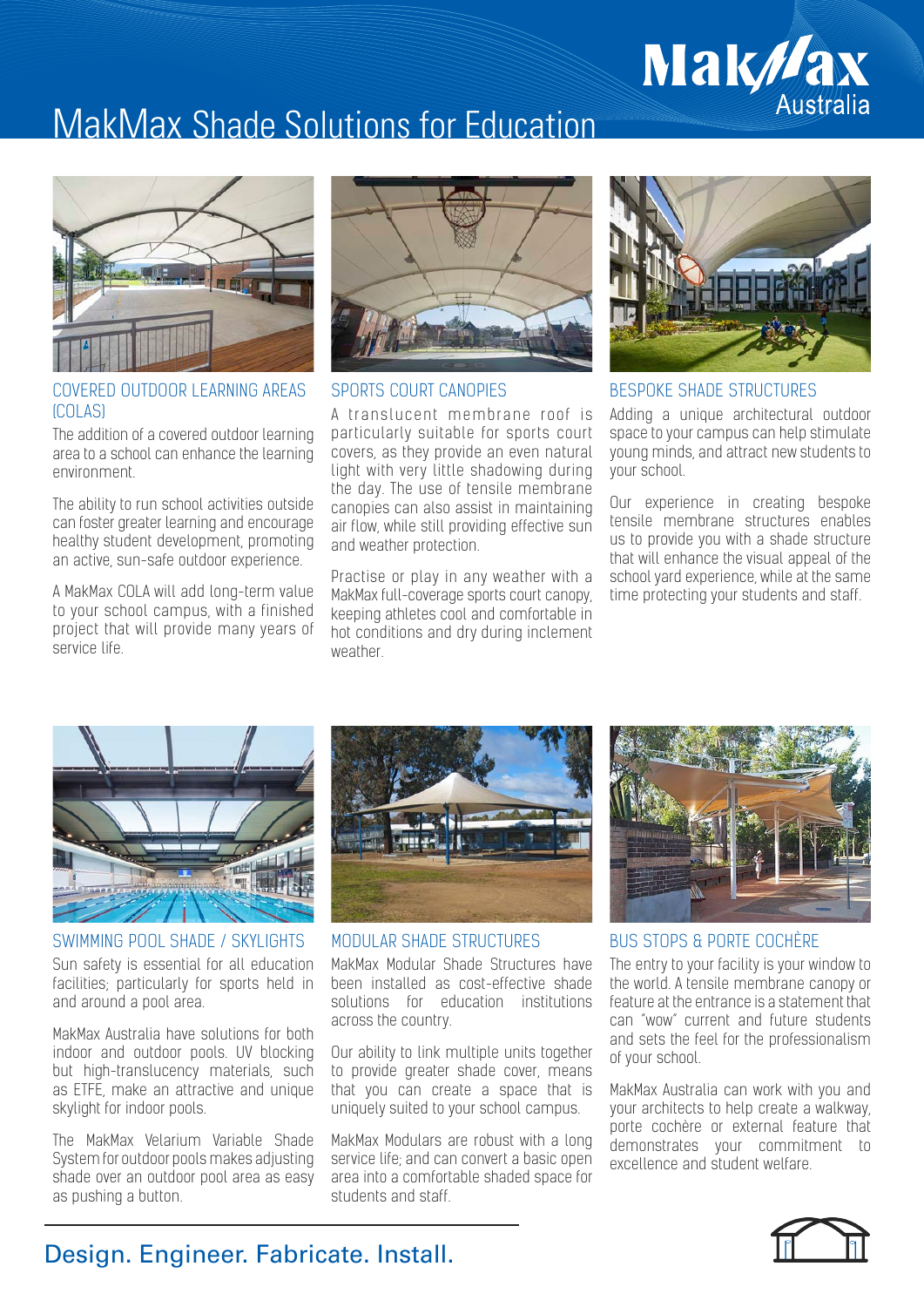# MakMax Shade Solutions for Education

## COVERED OUTDOOR LEARNING AREAS (COLAS)

The addition of a covered outdoor learning area to a school can enhance the learning environment.

The ability to run school activities outside can foster greater learning and encourage healthy student development, promoting an active, sun-safe outdoor experience.

A MakMax COLA will add long-term value to your school campus, with a finished project that will provide many years of service life.

## SPORTS COURT CANOPIES

A translucent membrane roof is particularly suitable for sports court covers, as they provide an even natural light with very little shadowing during the day. The use of tensile membrane canopies can also assist in maintaining air flow, while still providing effective sun and weather protection.

Practise or play in any weather with a MakMax full-coverage sports court canopy, keeping athletes cool and comfortable in hot conditions and dry during inclement weather.

## BESPOKE SHADE STRUCTURES

Adding a unique architectural outdoor space to your campus can help stimulate young minds, and attract new students to your school.

Our experience in creating bespoke tensile membrane structures enables us to provide you with a shade structure that will enhance the visual appeal of the school yard experience, while at the same time protecting your students and staff.

## SWIMMING POOL SHADE / SKYLIGHTS

Sun safety is essential for all education facilities; particularly for sports held in and around a pool area.

MakMax Australia have solutions for both indoor and outdoor pools. UV blocking but high-translucency materials, such as ETFE, make an attractive and unique skylight for indoor pools.

The MakMax Velarium Variable Shade System for outdoor pools makes adjusting shade over an outdoor pool area as easy as pushing a button.

## MODULAR SHADE STRUCTURES

MakMax Modular Shade Structures have been installed as cost-effective shade solutions for education institutions across the country.

Our ability to link multiple units together to provide greater shade cover, means that you can create a space that is uniquely suited to your school campus.

MakMax Modulars are robust with a long service life; and can convert a basic open area into a comfortable shaded space for students and staff.

## BUS STOPS & PORTE COCHÈRE

The entry to your facility is your window to the world. A tensile membrane canopy or feature at the entrance is a statement that can "wow" current and future students and sets the feel for the professionalism of your school.

MakMax Australia can work with you and your architects to help create a walkway, porte cochère or external feature that demonstrates your commitment to excellence and student welfare.

Design. Engineer. Fabricate. Install.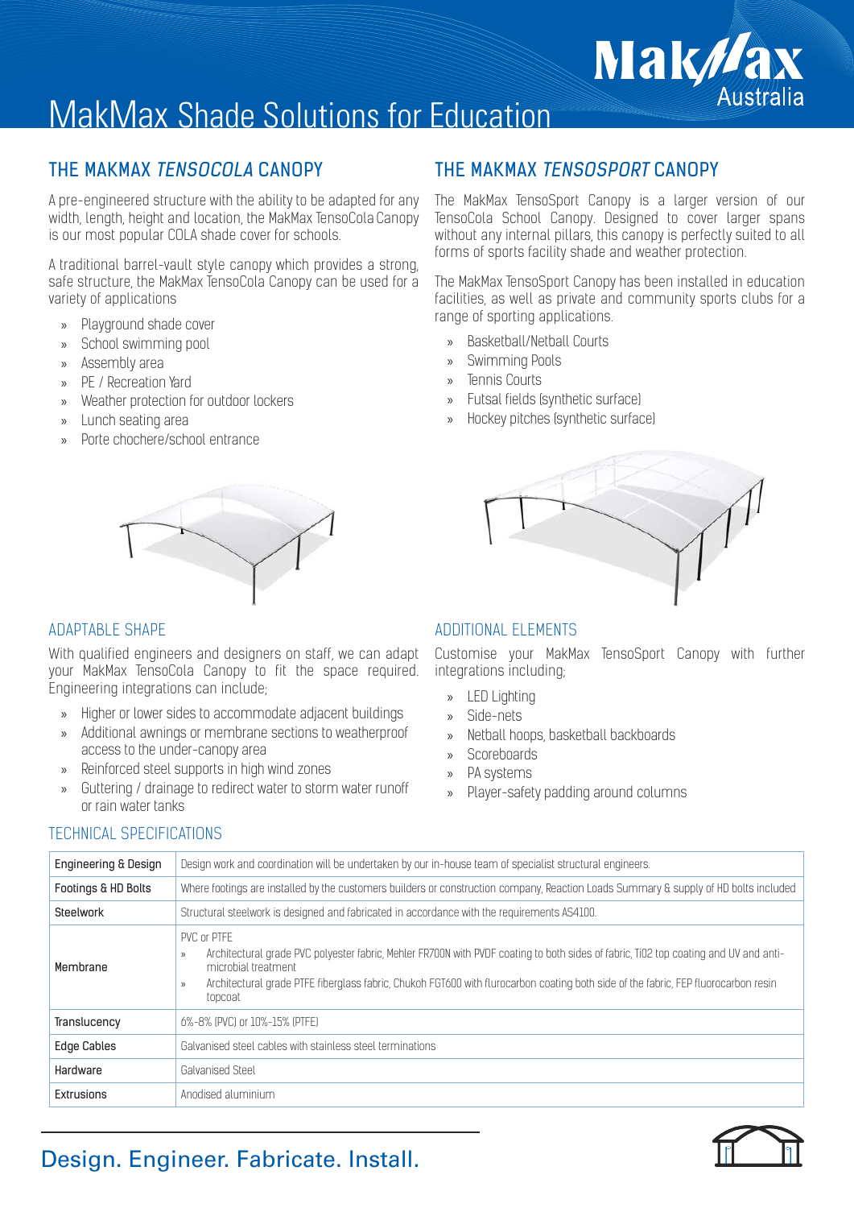# MakMax Shade Solutions for Education

## THE MAKMAX *TENSOCOLA* CANOPY

A pre-engineered structure with the ability to be adapted for any width, length, height and location, the MakMax TensoCola Canopy is our most popular COLA shade cover for schools.

A traditional barrel-vault style canopy which provides a strong, safe structure, the MakMax TensoCola Canopy can be used for a variety of applications

- Playground shade cover
- School swimming pool
- Assembly area
- PE / Recreation Yard
- Weather protection for outdoor lockers
- Lunch seating area
- Porte chochere/school entrance

### ADAPTABLE SHAPE

With qualified engineers and designers on staff, we can adapt your MakMax TensoCola Canopy to fit the space required. Engineering integrations can include;

- Higher or lower sides to accommodate adjacent buildings
- Additional awnings or membrane sections to weatherproof access to the under-canopy area
- Reinforced steel supports in high wind zones
- Guttering / drainage to redirect water to storm water runoff or rain water tanks

## THE MAKMAX *TENSOSPORT* CANOPY

The MakMax TensoSport Canopy is a larger version of our TensoCola School Canopy. Designed to cover larger spans without any internal pillars, this canopy is perfectly suited to all forms of sports facility shade and weather protection.

The MakMax TensoSport Canopy has been installed in education facilities, as well as private and community sports clubs for a range of sporting applications.

- Basketball/Netball Courts
- Swimming Pools
- Tennis Courts
- Futsal fields (synthetic surface)
- Hockey pitches (synthetic surface)

### ADDITIONAL ELEMENTS

Customise your MakMax TensoSport Canopy with further integrations including;

- LED Lighting
- Side-nets
- Netball hoops, basketball backboards
- Scoreboards
- PA systems
- Player-safety padding around columns

### TECHNICAL SPECIFICATIONS

| | |
|---|---|
| Engineering & Design | Design work and coordination will be undertaken by our in-house team of specialist structural engineers. |
| Footings & HD Bolts | Where footings are installed by the customers builders or construction company, Reaction Loads Summary & supply of HD bolts included |
| Steelwork | Structural steelwork is designed and fabricated in accordance with the requirements AS4100. |
| Membrane | PVC or PTFE<br>» Architectural grade PVC polyester fabric, Mehler FR700N with PVDF coating to both sides of fabric, TiO2 top coating and UV and anti-microbial treatment<br>» Architectural grade PTFE fiberglass fabric, Chukoh FGT600 with flurocarbon coating both side of the fabric, FEP fluorocarbon resin topcoat |
| Translucency | 6%-8% (PVC) or 10%-15% (PTFE) |
| Edge Cables | Galvanised steel cables with stainless steel terminations |
| Hardware | Galvanised Steel |
| Extrusions | Anodised aluminium |

Design. Engineer. Fabricate. Install.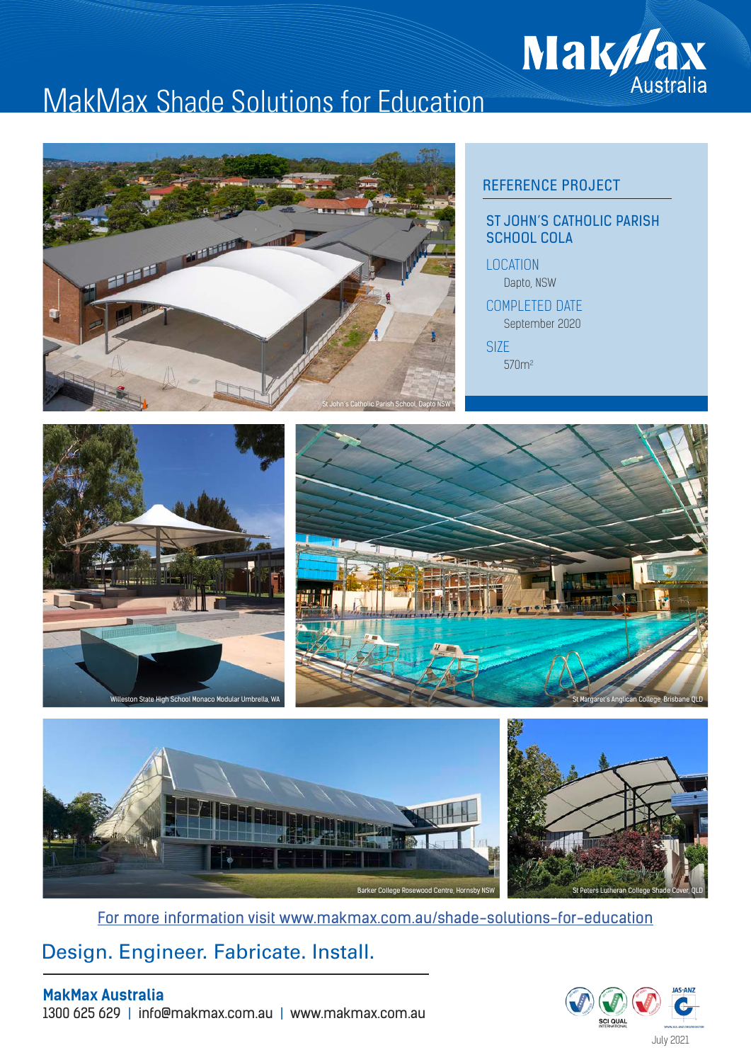# MakMax Shade Solutions for Education

MakMax Australia

## REFERENCE PROJECT

### ST JOHN'S CATHOLIC PARISH SCHOOL COLA

LOCATION
Dapto, NSW

COMPLETED DATE
September 2020

SIZE
570m²

St John's Catholic Parish School, Dapto NSW

Willeston State High School Monaco Modular Umbrella, WA

St Margaret's Anglican College, Brisbane QLD

Barker College Rosewood Centre, Hornsby NSW

St Peters Lutheran College Shade Cover, QLD

For more information visit www.makmax.com.au/shade-solutions-for-education

## Design. Engineer. Fabricate. Install.

**MakMax Australia**
1300 625 629 | info@makmax.com.au | www.makmax.com.au

SCI QUAL INTERNATIONAL JAS-ANZ

July 2021